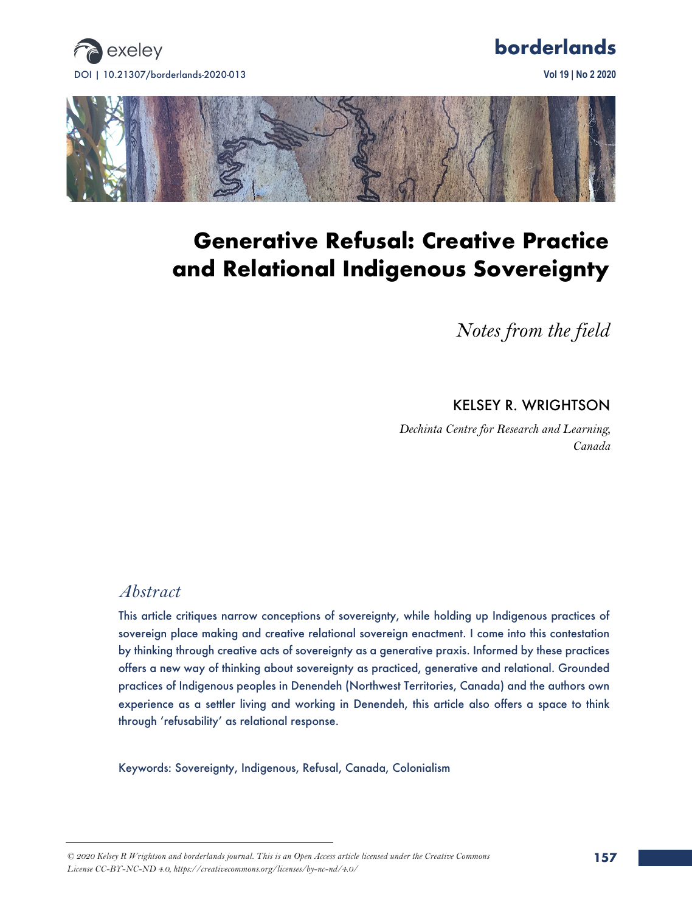# Generative Refusal: Creative Practice and Relational Indigenous Sovereignty

*Notes from the field*

KELSEY R. WRIGHTSON

*Dechinta Centre for Research and Learning, Canada*

## *Abstract*

This article critiques narrow conceptions of sovereignty, while holding up Indigenous practices of sovereign place making and creative relational sovereign enactment. I come into this contestation by thinking through creative acts of sovereignty as a generative praxis. Informed by these practices offers a new way of thinking about sovereignty as practiced, generative and relational. Grounded practices of Indigenous peoples in Denendeh (Northwest Territories, Canada) and the authors own experience as a settler living and working in Denendeh, this article also offers a space to think through 'refusability' as relational response.

Keywords: Sovereignty, Indigenous, Refusal, Canada, Colonialism

*© 2020 Kelsey R Wrightson and borderlands journal. This is an Open Access article licensed under the Creative Commons License CC-BY-NC-ND 4.0, https://creativecommons.org/licenses/by-nc-nd/4.0/*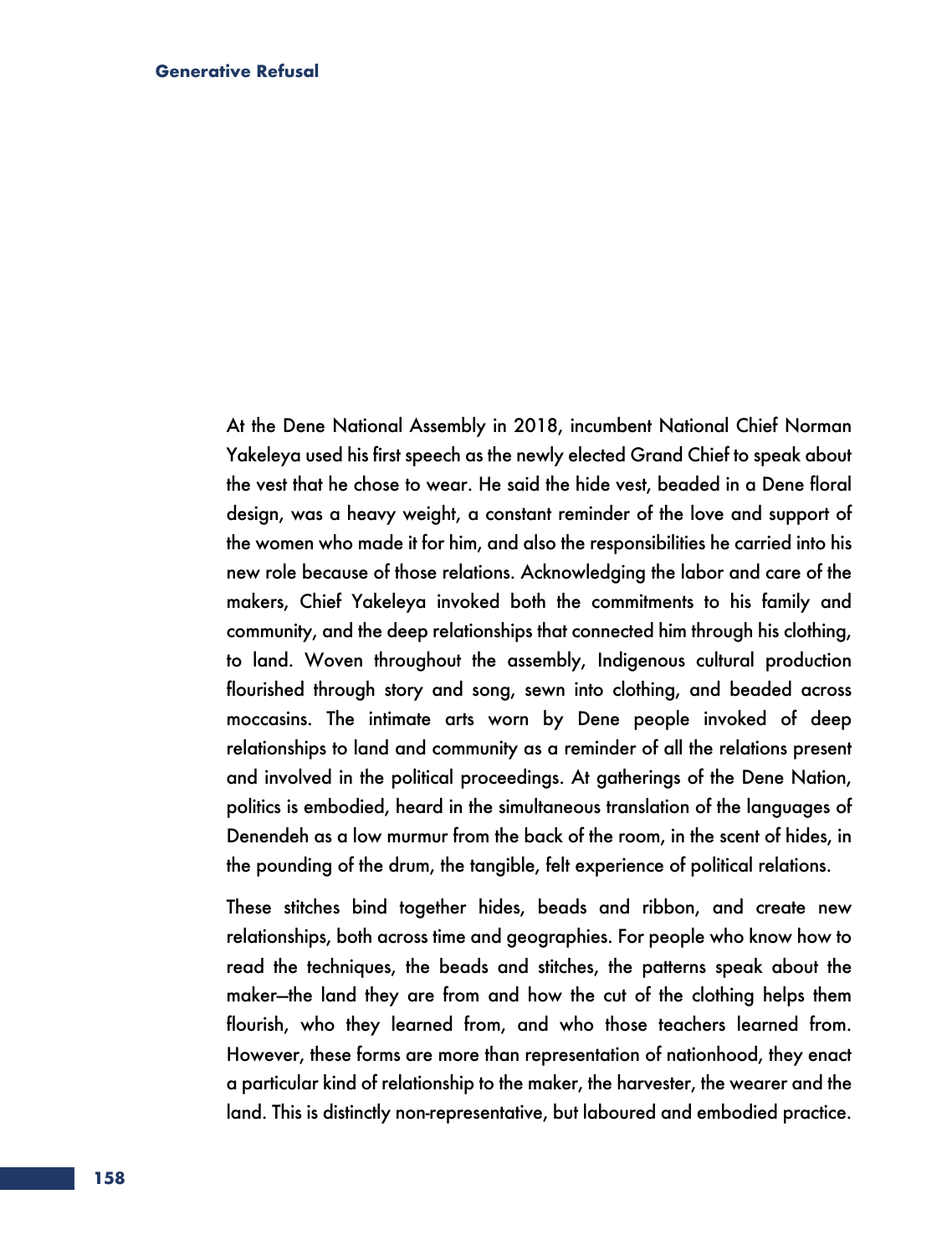At the Dene National Assembly in 2018, incumbent National Chief Norman Yakeleya used his first speech as the newly elected Grand Chief to speak about the vest that he chose to wear. He said the hide vest, beaded in a Dene floral design, was a heavy weight, a constant reminder of the love and support of the women who made it for him, and also the responsibilities he carried into his new role because of those relations. Acknowledging the labor and care of the makers, Chief Yakeleya invoked both the commitments to his family and community, and the deep relationships that connected him through his clothing, to land. Woven throughout the assembly, Indigenous cultural production flourished through story and song, sewn into clothing, and beaded across moccasins. The intimate arts worn by Dene people invoked of deep relationships to land and community as a reminder of all the relations present and involved in the political proceedings. At gatherings of the Dene Nation, politics is embodied, heard in the simultaneous translation of the languages of Denendeh as a low murmur from the back of the room, in the scent of hides, in the pounding of the drum, the tangible, felt experience of political relations.

These stitches bind together hides, beads and ribbon, and create new relationships, both across time and geographies. For people who know how to read the techniques, the beads and stitches, the patterns speak about the maker—the land they are from and how the cut of the clothing helps them flourish, who they learned from, and who those teachers learned from. However, these forms are more than representation of nationhood, they enact a particular kind of relationship to the maker, the harvester, the wearer and the land. This is distinctly non-representative, but laboured and embodied practice.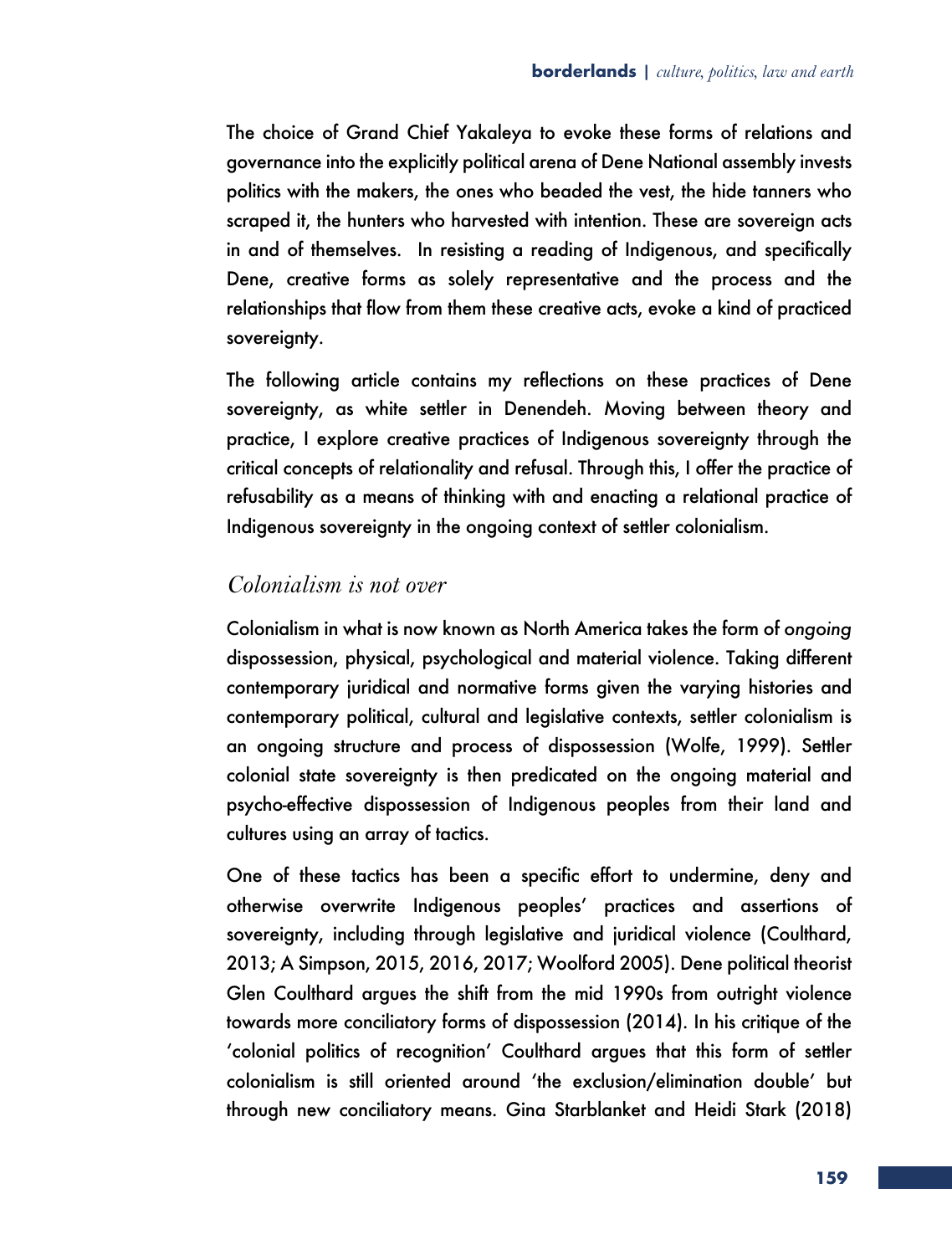The choice of Grand Chief Yakaleya to evoke these forms of relations and governance into the explicitly political arena of Dene National assembly invests politics with the makers, the ones who beaded the vest, the hide tanners who scraped it, the hunters who harvested with intention. These are sovereign acts in and of themselves. In resisting a reading of Indigenous, and specifically Dene, creative forms as solely representative and the process and the relationships that flow from them these creative acts, evoke a kind of practiced sovereignty.

The following article contains my reflections on these practices of Dene sovereignty, as white settler in Denendeh. Moving between theory and practice, I explore creative practices of Indigenous sovereignty through the critical concepts of relationality and refusal. Through this, I offer the practice of refusability as a means of thinking with and enacting a relational practice of Indigenous sovereignty in the ongoing context of settler colonialism.

## *Colonialism is not over*

Colonialism in what is now known as North America takes the form of *ongoing* dispossession, physical, psychological and material violence. Taking different contemporary juridical and normative forms given the varying histories and contemporary political, cultural and legislative contexts, settler colonialism is an ongoing structure and process of dispossession (Wolfe, 1999). Settler colonial state sovereignty is then predicated on the ongoing material and psycho-effective dispossession of Indigenous peoples from their land and cultures using an array of tactics.

One of these tactics has been a specific effort to undermine, deny and otherwise overwrite Indigenous peoples' practices and assertions of sovereignty, including through legislative and juridical violence (Coulthard, 2013; A Simpson, 2015, 2016, 2017; Woolford 2005). Dene political theorist Glen Coulthard argues the shift from the mid 1990s from outright violence towards more conciliatory forms of dispossession (2014). In his critique of the 'colonial politics of recognition' Coulthard argues that this form of settler colonialism is still oriented around 'the exclusion/elimination double' but through new conciliatory means. Gina Starblanket and Heidi Stark (2018)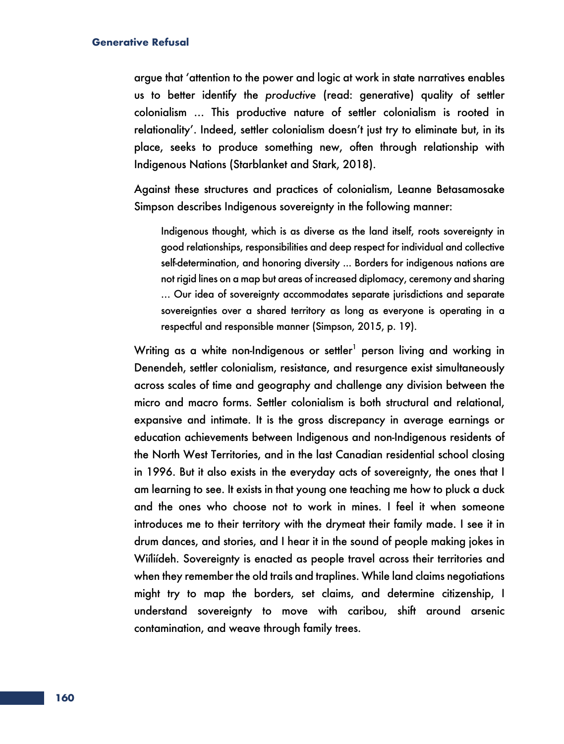argue that 'attention to the power and logic at work in state narratives enables us to better identify the *productive* (read: generative) quality of settler colonialism … This productive nature of settler colonialism is rooted in relationality'. Indeed, settler colonialism doesn't just try to eliminate but, in its place, seeks to produce something new, often through relationship with Indigenous Nations (Starblanket and Stark, 2018).

Against these structures and practices of colonialism, Leanne Betasamosake Simpson describes Indigenous sovereignty in the following manner:

> Indigenous thought, which is as diverse as the land itself, roots sovereignty in good relationships, responsibilities and deep respect for individual and collective self-determination, and honoring diversity … Borders for indigenous nations are not rigid lines on a map but areas of increased diplomacy, ceremony and sharing … Our idea of sovereignty accommodates separate jurisdictions and separate sovereignties over a shared territory as long as everyone is operating in a respectful and responsible manner (Simpson, 2015, p. 19).

Writing as a white non-Indigenous or settler[1] person living and working in Denendeh, settler colonialism, resistance, and resurgence exist simultaneously across scales of time and geography and challenge any division between the micro and macro forms. Settler colonialism is both structural and relational, expansive and intimate. It is the gross discrepancy in average earnings or education achievements between Indigenous and non-Indigenous residents of the North West Territories, and in the last Canadian residential school closing in 1996. But it also exists in the everyday acts of sovereignty, the ones that I am learning to see. It exists in that young one teaching me how to pluck a duck and the ones who choose not to work in mines. I feel it when someone introduces me to their territory with the drymeat their family made. I see it in drum dances, and stories, and I hear it in the sound of people making jokes in Wiı̨lıı̨́deh. Sovereignty is enacted as people travel across their territories and when they remember the old trails and traplines. While land claims negotiations might try to map the borders, set claims, and determine citizenship, I understand sovereignty to move with caribou, shift around arsenic contamination, and weave through family trees.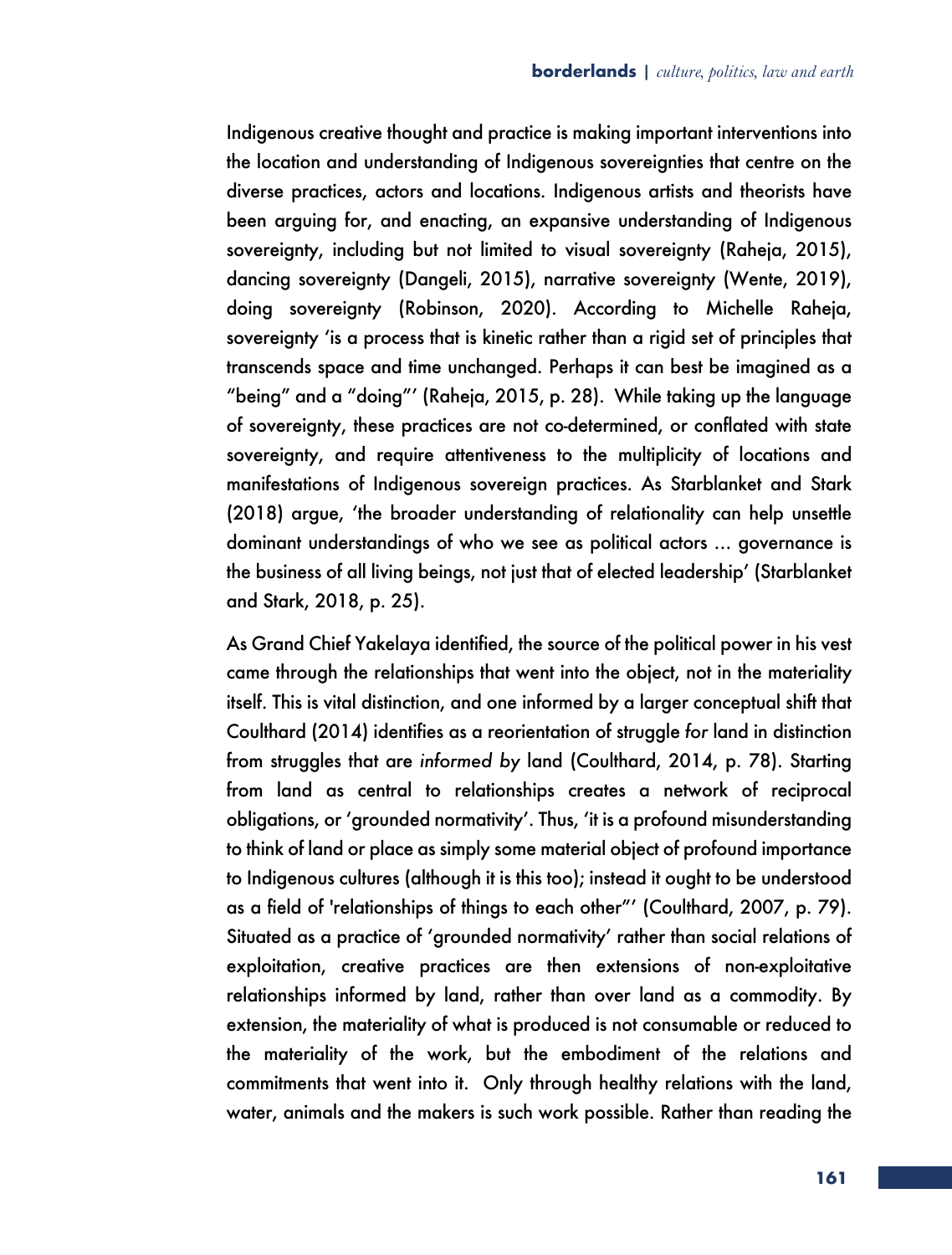Indigenous creative thought and practice is making important interventions into the location and understanding of Indigenous sovereignties that centre on the diverse practices, actors and locations. Indigenous artists and theorists have been arguing for, and enacting, an expansive understanding of Indigenous sovereignty, including but not limited to visual sovereignty (Raheja, 2015), dancing sovereignty (Dangeli, 2015), narrative sovereignty (Wente, 2019), doing sovereignty (Robinson, 2020). According to Michelle Raheja, sovereignty 'is a process that is kinetic rather than a rigid set of principles that transcends space and time unchanged. Perhaps it can best be imagined as a "being" and a "doing"' (Raheja, 2015, p. 28). While taking up the language of sovereignty, these practices are not co-determined, or conflated with state sovereignty, and require attentiveness to the multiplicity of locations and manifestations of Indigenous sovereign practices. As Starblanket and Stark (2018) argue, 'the broader understanding of relationality can help unsettle dominant understandings of who we see as political actors … governance is the business of all living beings, not just that of elected leadership' (Starblanket and Stark, 2018, p. 25).

As Grand Chief Yakelaya identified, the source of the political power in his vest came through the relationships that went into the object, not in the materiality itself. This is vital distinction, and one informed by a larger conceptual shift that Coulthard (2014) identifies as a reorientation of struggle *for* land in distinction from struggles that are *informed by* land (Coulthard, 2014, p. 78). Starting from land as central to relationships creates a network of reciprocal obligations, or 'grounded normativity'. Thus, 'it is a profound misunderstanding to think of land or place as simply some material object of profound importance to Indigenous cultures (although it is this too); instead it ought to be understood as a field of 'relationships of things to each other"' (Coulthard, 2007, p. 79). Situated as a practice of 'grounded normativity' rather than social relations of exploitation, creative practices are then extensions of non-exploitative relationships informed by land, rather than over land as a commodity. By extension, the materiality of what is produced is not consumable or reduced to the materiality of the work, but the embodiment of the relations and commitments that went into it. Only through healthy relations with the land, water, animals and the makers is such work possible. Rather than reading the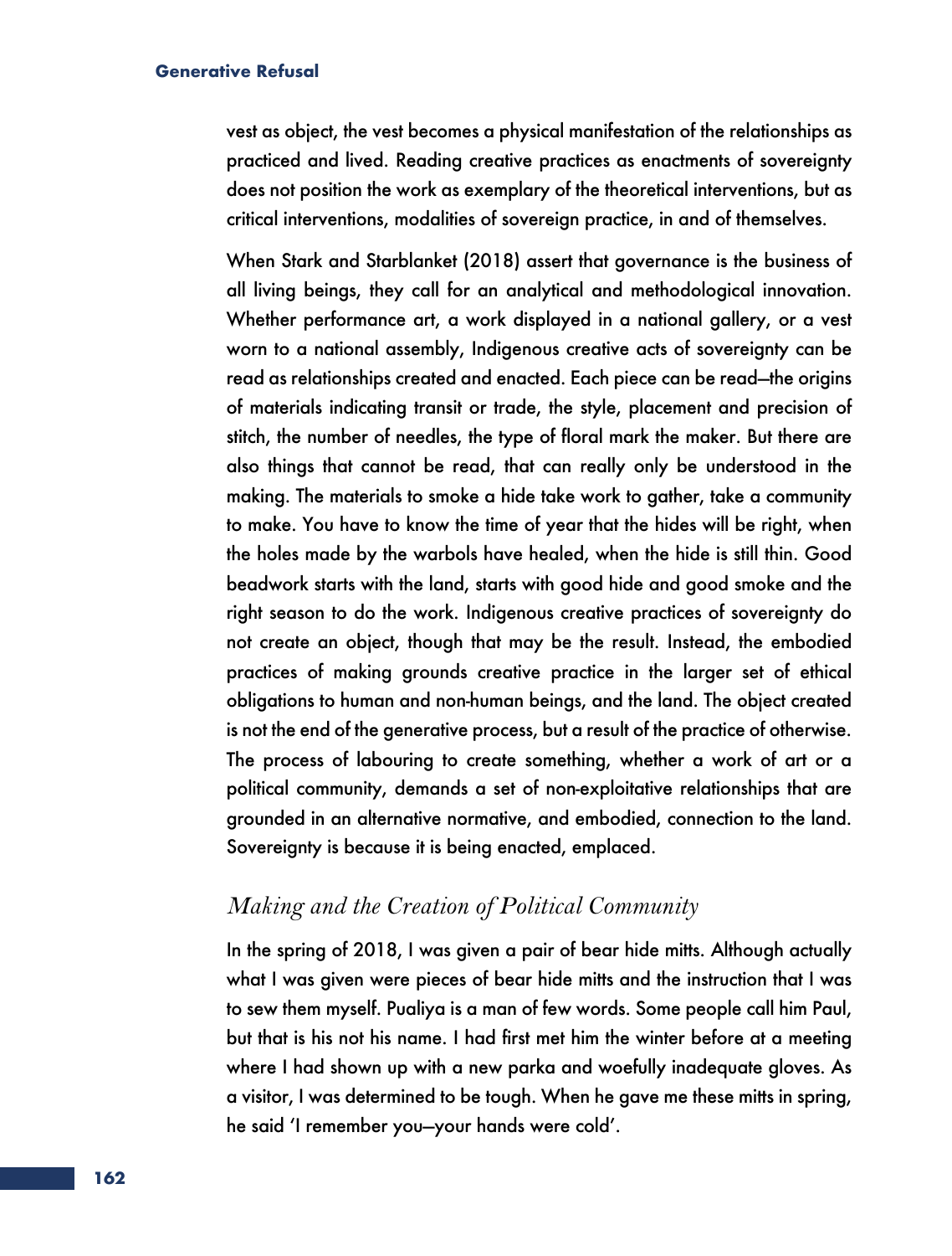vest as object, the vest becomes a physical manifestation of the relationships as practiced and lived. Reading creative practices as enactments of sovereignty does not position the work as exemplary of the theoretical interventions, but as critical interventions, modalities of sovereign practice, in and of themselves.

When Stark and Starblanket (2018) assert that governance is the business of all living beings, they call for an analytical and methodological innovation. Whether performance art, a work displayed in a national gallery, or a vest worn to a national assembly, Indigenous creative acts of sovereignty can be read as relationships created and enacted. Each piece can be read—the origins of materials indicating transit or trade, the style, placement and precision of stitch, the number of needles, the type of floral mark the maker. But there are also things that cannot be read, that can really only be understood in the making. The materials to smoke a hide take work to gather, take a community to make. You have to know the time of year that the hides will be right, when the holes made by the warbols have healed, when the hide is still thin. Good beadwork starts with the land, starts with good hide and good smoke and the right season to do the work. Indigenous creative practices of sovereignty do not create an object, though that may be the result. Instead, the embodied practices of making grounds creative practice in the larger set of ethical obligations to human and non-human beings, and the land. The object created is not the end of the generative process, but a result of the practice of otherwise. The process of labouring to create something, whether a work of art or a political community, demands a set of non-exploitative relationships that are grounded in an alternative normative, and embodied, connection to the land. Sovereignty is because it is being enacted, emplaced.

## *Making and the Creation of Political Community*

In the spring of 2018, I was given a pair of bear hide mitts. Although actually what I was given were pieces of bear hide mitts and the instruction that I was to sew them myself. Pualiya is a man of few words. Some people call him Paul, but that is his not his name. I had first met him the winter before at a meeting where I had shown up with a new parka and woefully inadequate gloves. As a visitor, I was determined to be tough. When he gave me these mitts in spring, he said 'I remember you—your hands were cold'.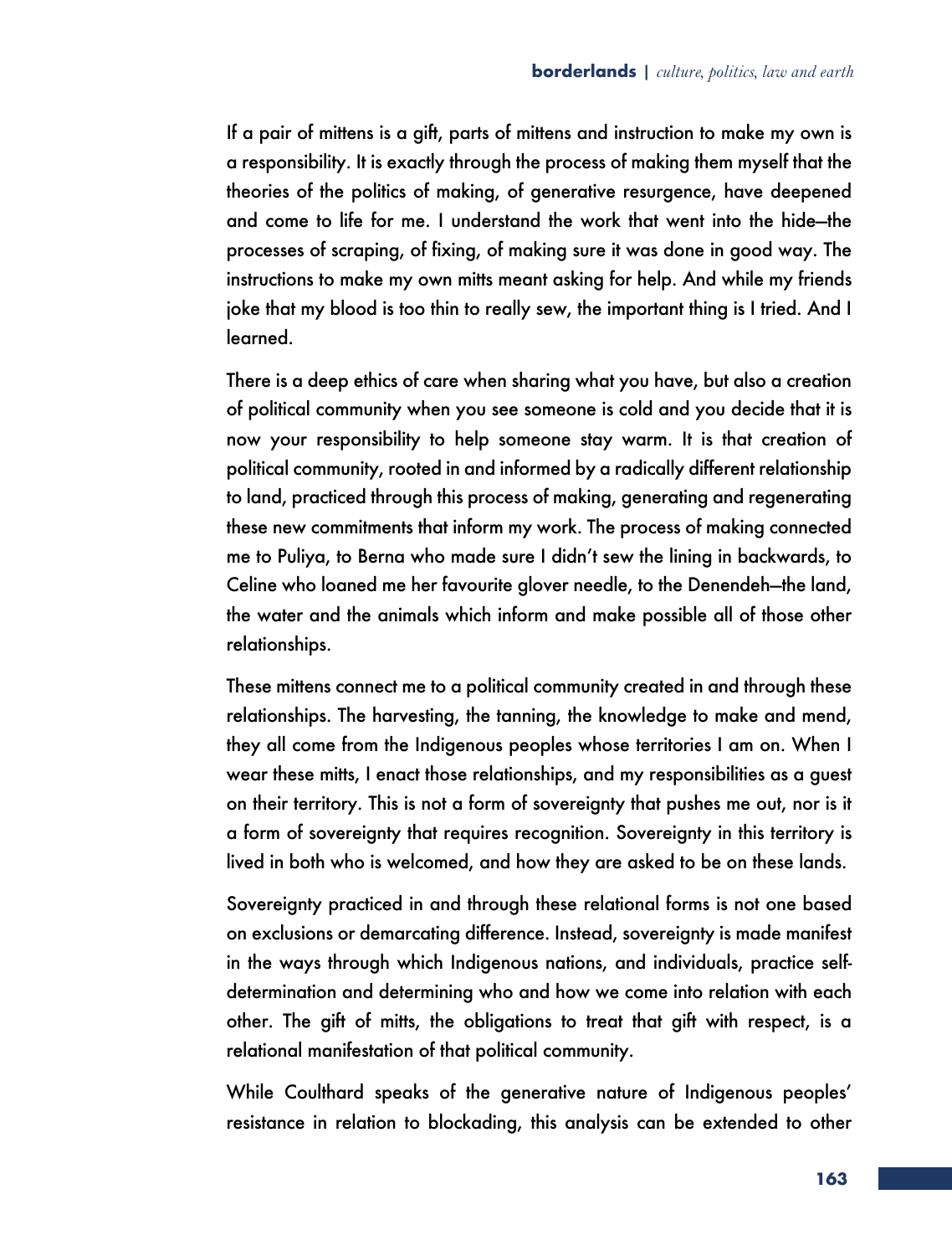If a pair of mittens is a gift, parts of mittens and instruction to make my own is a responsibility. It is exactly through the process of making them myself that the theories of the politics of making, of generative resurgence, have deepened and come to life for me. I understand the work that went into the hide—the processes of scraping, of fixing, of making sure it was done in good way. The instructions to make my own mitts meant asking for help. And while my friends joke that my blood is too thin to really sew, the important thing is I tried. And I learned.

There is a deep ethics of care when sharing what you have, but also a creation of political community when you see someone is cold and you decide that it is now your responsibility to help someone stay warm. It is that creation of political community, rooted in and informed by a radically different relationship to land, practiced through this process of making, generating and regenerating these new commitments that inform my work. The process of making connected me to Puliya, to Berna who made sure I didn't sew the lining in backwards, to Celine who loaned me her favourite glover needle, to the Denendeh—the land, the water and the animals which inform and make possible all of those other relationships.

These mittens connect me to a political community created in and through these relationships. The harvesting, the tanning, the knowledge to make and mend, they all come from the Indigenous peoples whose territories I am on. When I wear these mitts, I enact those relationships, and my responsibilities as a guest on their territory. This is not a form of sovereignty that pushes me out, nor is it a form of sovereignty that requires recognition. Sovereignty in this territory is lived in both who is welcomed, and how they are asked to be on these lands.

Sovereignty practiced in and through these relational forms is not one based on exclusions or demarcating difference. Instead, sovereignty is made manifest in the ways through which Indigenous nations, and individuals, practice self-determination and determining who and how we come into relation with each other. The gift of mitts, the obligations to treat that gift with respect, is a relational manifestation of that political community.

While Coulthard speaks of the generative nature of Indigenous peoples' resistance in relation to blockading, this analysis can be extended to other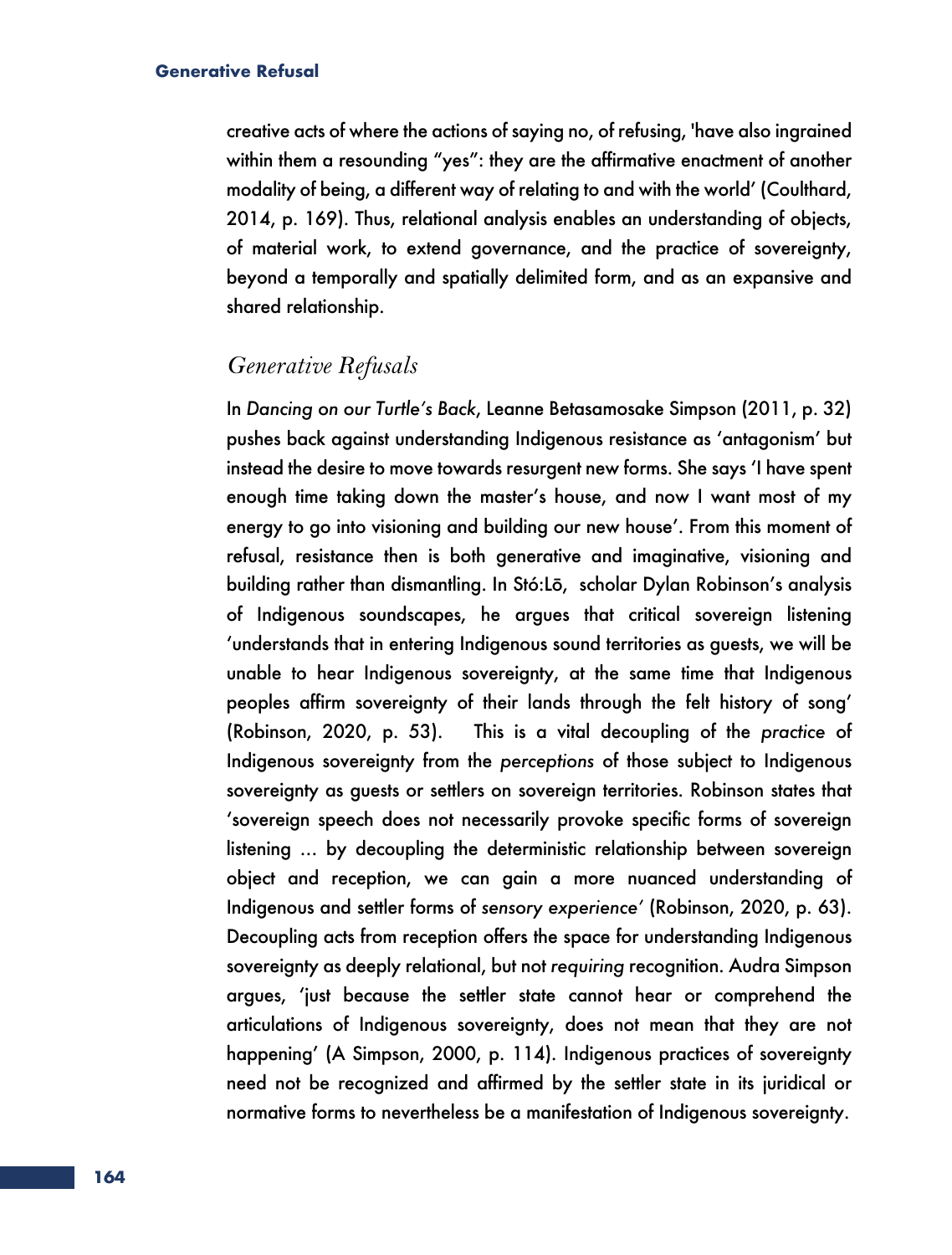creative acts of where the actions of saying no, of refusing, 'have also ingrained within them a resounding "yes": they are the affirmative enactment of another modality of being, a different way of relating to and with the world' (Coulthard, 2014, p. 169). Thus, relational analysis enables an understanding of objects, of material work, to extend governance, and the practice of sovereignty, beyond a temporally and spatially delimited form, and as an expansive and shared relationship.

## *Generative Refusals*

In *Dancing on our Turtle's Back*, Leanne Betasamosake Simpson (2011, p. 32) pushes back against understanding Indigenous resistance as 'antagonism' but instead the desire to move towards resurgent new forms. She says 'I have spent enough time taking down the master's house, and now I want most of my energy to go into visioning and building our new house'. From this moment of refusal, resistance then is both generative and imaginative, visioning and building rather than dismantling. In Stó:Lō, scholar Dylan Robinson's analysis of Indigenous soundscapes, he argues that critical sovereign listening 'understands that in entering Indigenous sound territories as guests, we will be unable to hear Indigenous sovereignty, at the same time that Indigenous peoples affirm sovereignty of their lands through the felt history of song' (Robinson, 2020, p. 53). This is a vital decoupling of the *practice* of Indigenous sovereignty from the *perceptions* of those subject to Indigenous sovereignty as guests or settlers on sovereign territories. Robinson states that 'sovereign speech does not necessarily provoke specific forms of sovereign listening ... by decoupling the deterministic relationship between sovereign object and reception, we can gain a more nuanced understanding of Indigenous and settler forms of *sensory experience'* (Robinson, 2020, p. 63). Decoupling acts from reception offers the space for understanding Indigenous sovereignty as deeply relational, but not *requiring* recognition. Audra Simpson argues, 'just because the settler state cannot hear or comprehend the articulations of Indigenous sovereignty, does not mean that they are not happening' (A Simpson, 2000, p. 114). Indigenous practices of sovereignty need not be recognized and affirmed by the settler state in its juridical or normative forms to nevertheless be a manifestation of Indigenous sovereignty.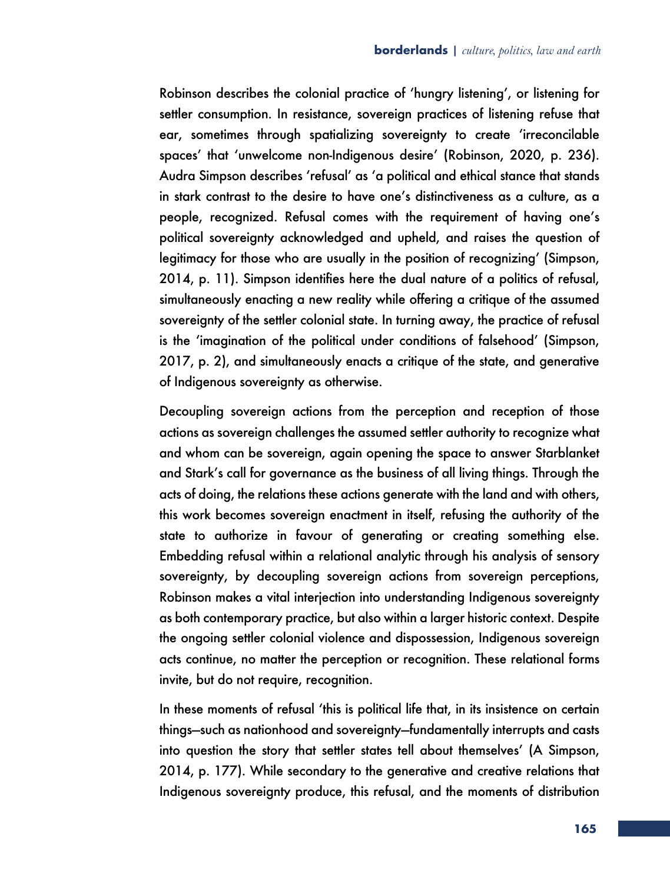Robinson describes the colonial practice of 'hungry listening', or listening for settler consumption. In resistance, sovereign practices of listening refuse that ear, sometimes through spatializing sovereignty to create 'irreconcilable spaces' that 'unwelcome non-Indigenous desire' (Robinson, 2020, p. 236). Audra Simpson describes 'refusal' as 'a political and ethical stance that stands in stark contrast to the desire to have one's distinctiveness as a culture, as a people, recognized. Refusal comes with the requirement of having one's political sovereignty acknowledged and upheld, and raises the question of legitimacy for those who are usually in the position of recognizing' (Simpson, 2014, p. 11). Simpson identifies here the dual nature of a politics of refusal, simultaneously enacting a new reality while offering a critique of the assumed sovereignty of the settler colonial state. In turning away, the practice of refusal is the 'imagination of the political under conditions of falsehood' (Simpson, 2017, p. 2), and simultaneously enacts a critique of the state, and generative of Indigenous sovereignty as otherwise.

Decoupling sovereign actions from the perception and reception of those actions as sovereign challenges the assumed settler authority to recognize what and whom can be sovereign, again opening the space to answer Starblanket and Stark's call for governance as the business of all living things. Through the acts of doing, the relations these actions generate with the land and with others, this work becomes sovereign enactment in itself, refusing the authority of the state to authorize in favour of generating or creating something else. Embedding refusal within a relational analytic through his analysis of sensory sovereignty, by decoupling sovereign actions from sovereign perceptions, Robinson makes a vital interjection into understanding Indigenous sovereignty as both contemporary practice, but also within a larger historic context. Despite the ongoing settler colonial violence and dispossession, Indigenous sovereign acts continue, no matter the perception or recognition. These relational forms invite, but do not require, recognition.

In these moments of refusal 'this is political life that, in its insistence on certain things—such as nationhood and sovereignty—fundamentally interrupts and casts into question the story that settler states tell about themselves' (A Simpson, 2014, p. 177). While secondary to the generative and creative relations that Indigenous sovereignty produce, this refusal, and the moments of distribution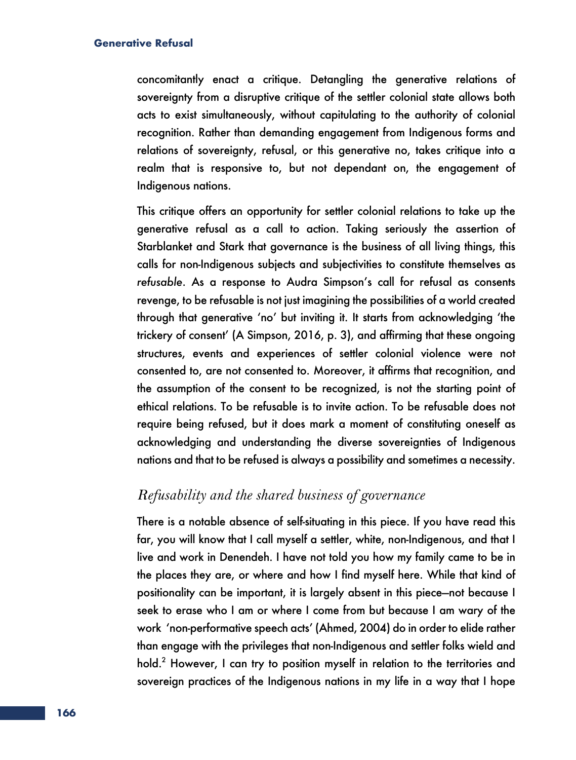concomitantly enact a critique. Detangling the generative relations of sovereignty from a disruptive critique of the settler colonial state allows both acts to exist simultaneously, without capitulating to the authority of colonial recognition. Rather than demanding engagement from Indigenous forms and relations of sovereignty, refusal, or this generative no, takes critique into a realm that is responsive to, but not dependant on, the engagement of Indigenous nations.

This critique offers an opportunity for settler colonial relations to take up the generative refusal as a call to action. Taking seriously the assertion of Starblanket and Stark that governance is the business of all living things, this calls for non-Indigenous subjects and subjectivities to constitute themselves as *refusable*. As a response to Audra Simpson's call for refusal as consents revenge, to be refusable is not just imagining the possibilities of a world created through that generative 'no' but inviting it. It starts from acknowledging 'the trickery of consent' (A Simpson, 2016, p. 3), and affirming that these ongoing structures, events and experiences of settler colonial violence were not consented to, are not consented to. Moreover, it affirms that recognition, and the assumption of the consent to be recognized, is not the starting point of ethical relations. To be refusable is to invite action. To be refusable does not require being refused, but it does mark a moment of constituting oneself as acknowledging and understanding the diverse sovereignties of Indigenous nations and that to be refused is always a possibility and sometimes a necessity.

## *Refusability and the shared business of governance*

There is a notable absence of self-situating in this piece. If you have read this far, you will know that I call myself a settler, white, non-Indigenous, and that I live and work in Denendeh. I have not told you how my family came to be in the places they are, or where and how I find myself here. While that kind of positionality can be important, it is largely absent in this piece—not because I seek to erase who I am or where I come from but because I am wary of the work 'non-performative speech acts' (Ahmed, 2004) do in order to elide rather than engage with the privileges that non-Indigenous and settler folks wield and hold.[2] However, I can try to position myself in relation to the territories and sovereign practices of the Indigenous nations in my life in a way that I hope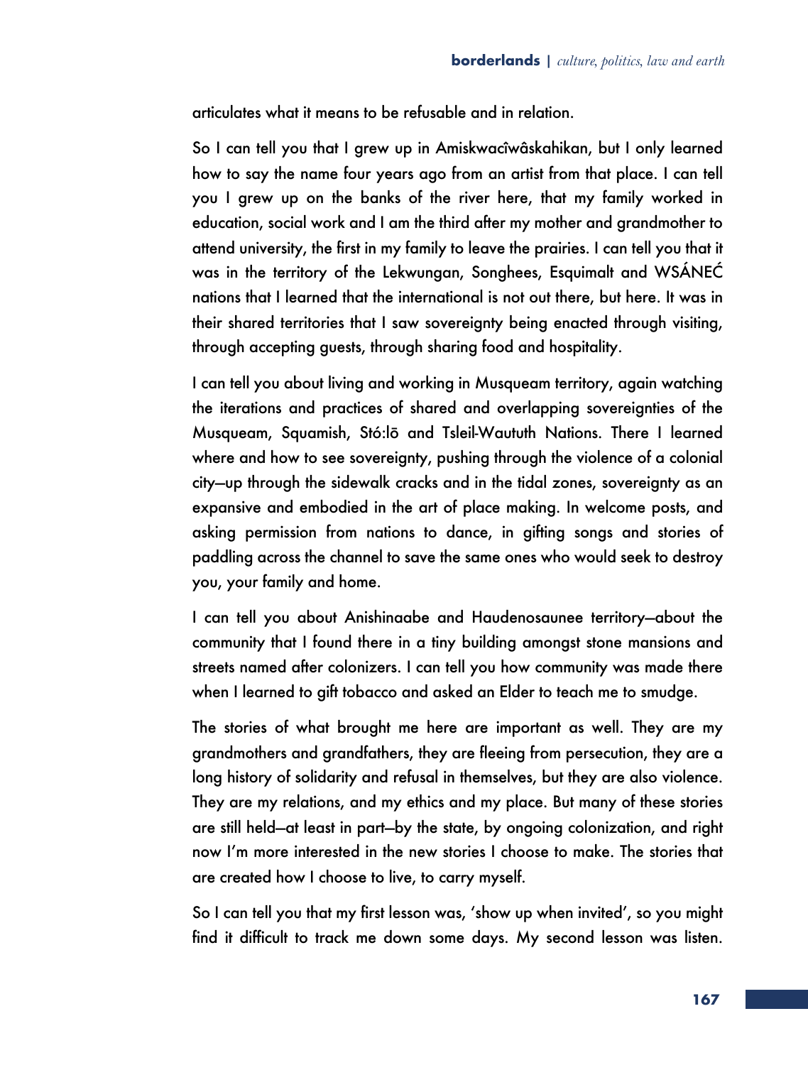articulates what it means to be refusable and in relation.

So I can tell you that I grew up in Amiskwacîwâskahikan, but I only learned how to say the name four years ago from an artist from that place. I can tell you I grew up on the banks of the river here, that my family worked in education, social work and I am the third after my mother and grandmother to attend university, the first in my family to leave the prairies. I can tell you that it was in the territory of the Lekwungan, Songhees, Esquimalt and WSÁNEĆ nations that I learned that the international is not out there, but here. It was in their shared territories that I saw sovereignty being enacted through visiting, through accepting guests, through sharing food and hospitality.

I can tell you about living and working in Musqueam territory, again watching the iterations and practices of shared and overlapping sovereignties of the Musqueam, Squamish, Stó:lō and Tsleil-Waututh Nations. There I learned where and how to see sovereignty, pushing through the violence of a colonial city—up through the sidewalk cracks and in the tidal zones, sovereignty as an expansive and embodied in the art of place making. In welcome posts, and asking permission from nations to dance, in gifting songs and stories of paddling across the channel to save the same ones who would seek to destroy you, your family and home.

I can tell you about Anishinaabe and Haudenosaunee territory—about the community that I found there in a tiny building amongst stone mansions and streets named after colonizers. I can tell you how community was made there when I learned to gift tobacco and asked an Elder to teach me to smudge.

The stories of what brought me here are important as well. They are my grandmothers and grandfathers, they are fleeing from persecution, they are a long history of solidarity and refusal in themselves, but they are also violence. They are my relations, and my ethics and my place. But many of these stories are still held—at least in part—by the state, by ongoing colonization, and right now I'm more interested in the new stories I choose to make. The stories that are created how I choose to live, to carry myself.

So I can tell you that my first lesson was, 'show up when invited', so you might find it difficult to track me down some days. My second lesson was listen.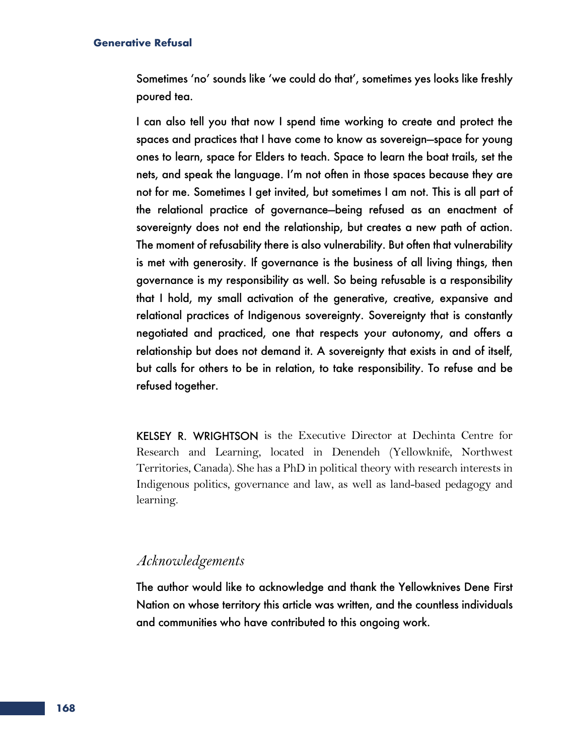Sometimes 'no' sounds like 'we could do that', sometimes yes looks like freshly poured tea.

I can also tell you that now I spend time working to create and protect the spaces and practices that I have come to know as sovereign—space for young ones to learn, space for Elders to teach. Space to learn the boat trails, set the nets, and speak the language. I'm not often in those spaces because they are not for me. Sometimes I get invited, but sometimes I am not. This is all part of the relational practice of governance—being refused as an enactment of sovereignty does not end the relationship, but creates a new path of action. The moment of refusability there is also vulnerability. But often that vulnerability is met with generosity. If governance is the business of all living things, then governance is my responsibility as well. So being refusable is a responsibility that I hold, my small activation of the generative, creative, expansive and relational practices of Indigenous sovereignty. Sovereignty that is constantly negotiated and practiced, one that respects your autonomy, and offers a relationship but does not demand it. A sovereignty that exists in and of itself, but calls for others to be in relation, to take responsibility. To refuse and be refused together.

KELSEY R. WRIGHTSON is the Executive Director at Dechinta Centre for Research and Learning, located in Denendeh (Yellowknife, Northwest Territories, Canada). She has a PhD in political theory with research interests in Indigenous politics, governance and law, as well as land-based pedagogy and learning.

## *Acknowledgements*

The author would like to acknowledge and thank the Yellowknives Dene First Nation on whose territory this article was written, and the countless individuals and communities who have contributed to this ongoing work.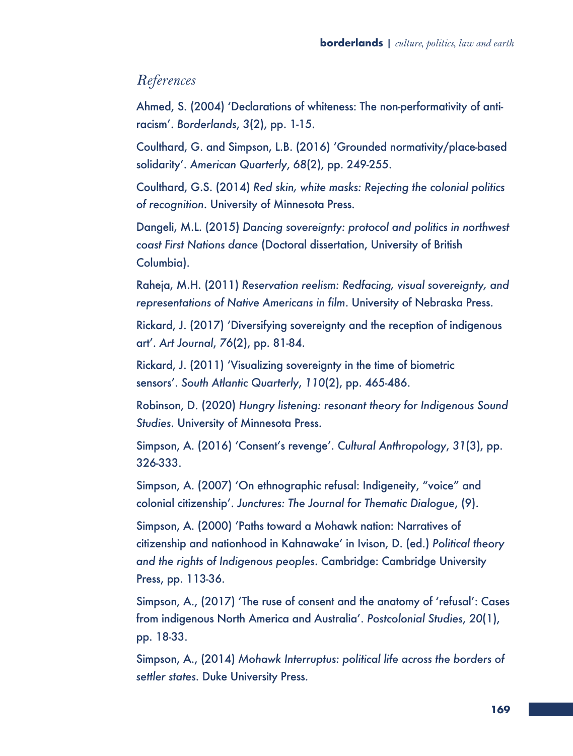## *References*

Ahmed, S. (2004) 'Declarations of whiteness: The non-performativity of anti-racism'. *Borderlands*, 3(2), pp. 1-15.

Coulthard, G. and Simpson, L.B. (2016) 'Grounded normativity/place-based solidarity'. *American Quarterly*, *68*(2), pp. 249-255.

Coulthard, G.S. (2014) *Red skin, white masks: Rejecting the colonial politics of recognition*. University of Minnesota Press.

Dangeli, M.L. (2015) *Dancing sovereignty: protocol and politics in northwest coast First Nations dance* (Doctoral dissertation, University of British Columbia).

Raheja, M.H. (2011) *Reservation reelism: Redfacing, visual sovereignty, and representations of Native Americans in film*. University of Nebraska Press.

Rickard, J. (2017) 'Diversifying sovereignty and the reception of indigenous art'. *Art Journal*, *76*(2), pp. 81-84.

Rickard, J. (2011) 'Visualizing sovereignty in the time of biometric sensors'. *South Atlantic Quarterly*, *110*(2), pp. 465-486.

Robinson, D. (2020) *Hungry listening: resonant theory for Indigenous Sound Studies*. University of Minnesota Press.

Simpson, A. (2016) 'Consent's revenge'. *Cultural Anthropology*, *31*(3), pp. 326-333.

Simpson, A. (2007) 'On ethnographic refusal: Indigeneity, "voice" and colonial citizenship'. *Junctures: The Journal for Thematic Dialogue*, (9).

Simpson, A. (2000) 'Paths toward a Mohawk nation: Narratives of citizenship and nationhood in Kahnawake' in Ivison, D. (ed.) *Political theory and the rights of Indigenous peoples*. Cambridge: Cambridge University Press, pp. 113-36.

Simpson, A., (2017) 'The ruse of consent and the anatomy of 'refusal': Cases from indigenous North America and Australia'. *Postcolonial Studies*, *20*(1), pp. 18-33.

Simpson, A., (2014) *Mohawk Interruptus: political life across the borders of settler states*. Duke University Press.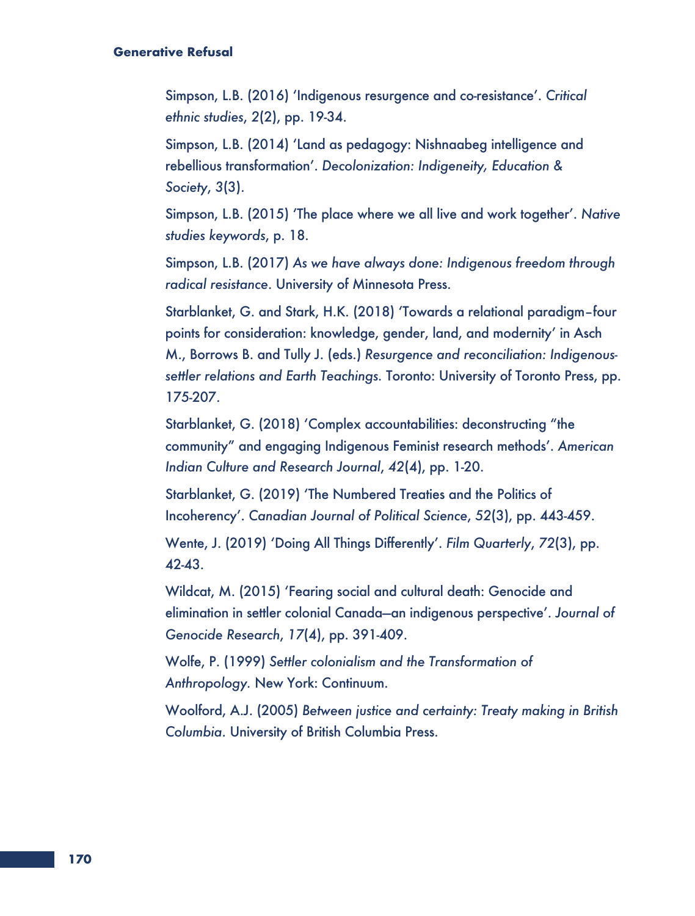Simpson, L.B. (2016) 'Indigenous resurgence and co-resistance'. *Critical ethnic studies*, 2(2), pp. 19-34.

Simpson, L.B. (2014) 'Land as pedagogy: Nishnaabeg intelligence and rebellious transformation'. *Decolonization: Indigeneity, Education & Society*, 3(3).

Simpson, L.B. (2015) 'The place where we all live and work together'. *Native studies keywords*, p. 18.

Simpson, L.B. (2017) *As we have always done: Indigenous freedom through radical resistance*. University of Minnesota Press.

Starblanket, G. and Stark, H.K. (2018) 'Towards a relational paradigm–four points for consideration: knowledge, gender, land, and modernity' in Asch M., Borrows B. and Tully J. (eds.) *Resurgence and reconciliation: Indigenous-settler relations and Earth Teachings*. Toronto: University of Toronto Press, pp. 175-207.

Starblanket, G. (2018) 'Complex accountabilities: deconstructing "the community" and engaging Indigenous Feminist research methods'. *American Indian Culture and Research Journal*, *42*(4), pp. 1-20.

Starblanket, G. (2019) 'The Numbered Treaties and the Politics of Incoherency'. *Canadian Journal of Political Science*, *52*(3), pp. 443-459.

Wente, J. (2019) 'Doing All Things Differently'. *Film Quarterly*, *72*(3), pp. 42-43.

Wildcat, M. (2015) 'Fearing social and cultural death: Genocide and elimination in settler colonial Canada—an indigenous perspective'. *Journal of Genocide Research*, *17*(4), pp. 391-409.

Wolfe, P. (1999) *Settler colonialism and the Transformation of Anthropology*. New York: Continuum.

Woolford, A.J. (2005) *Between justice and certainty: Treaty making in British Columbia*. University of British Columbia Press.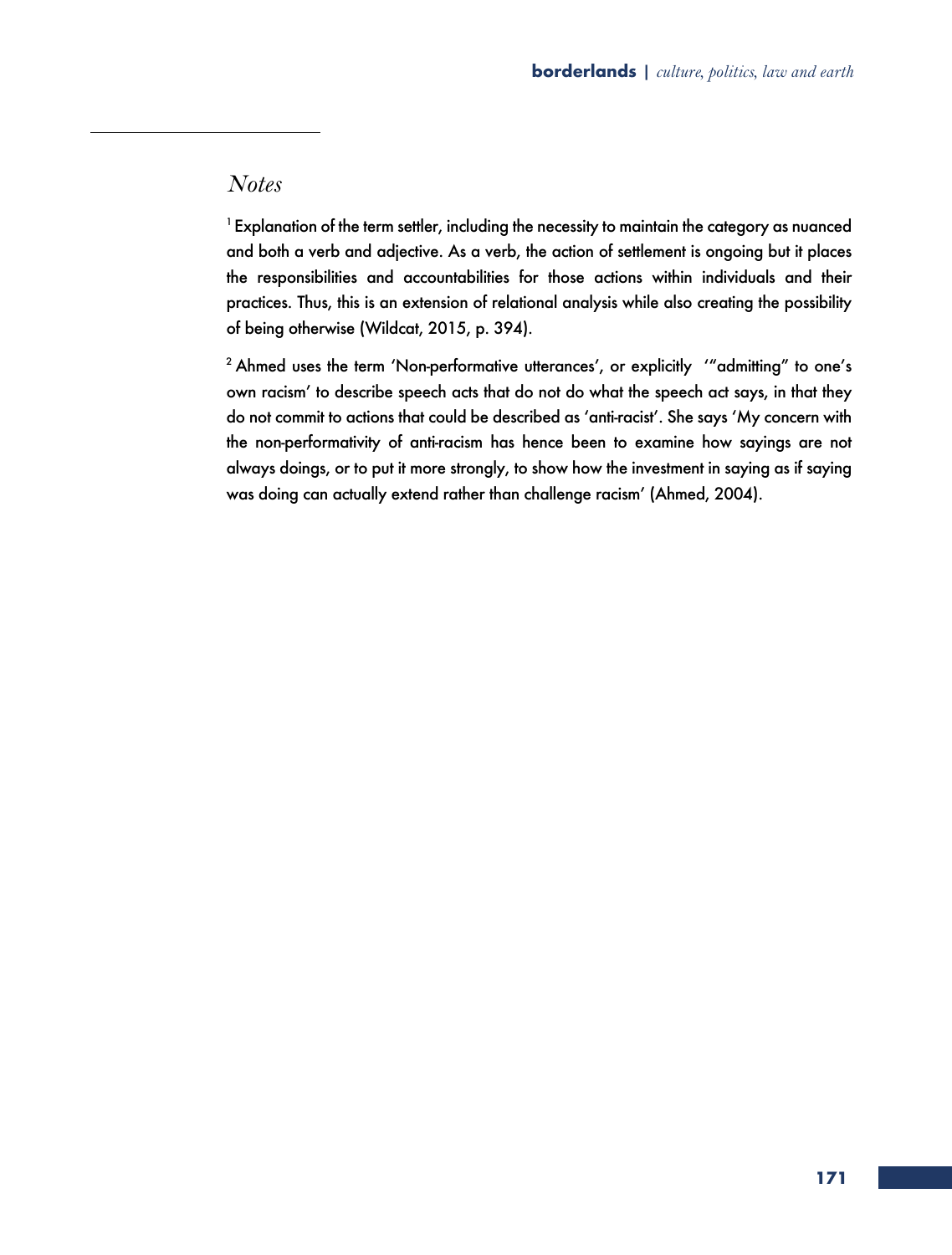## *Notes*

[1] Explanation of the term settler, including the necessity to maintain the category as nuanced and both a verb and adjective. As a verb, the action of settlement is ongoing but it places the responsibilities and accountabilities for those actions within individuals and their practices. Thus, this is an extension of relational analysis while also creating the possibility of being otherwise (Wildcat, 2015, p. 394).

[2] Ahmed uses the term 'Non-performative utterances', or explicitly '"admitting" to one's own racism' to describe speech acts that do not do what the speech act says, in that they do not commit to actions that could be described as 'anti-racist'. She says 'My concern with the non-performativity of anti-racism has hence been to examine how sayings are not always doings, or to put it more strongly, to show how the investment in saying as if saying was doing can actually extend rather than challenge racism' (Ahmed, 2004).